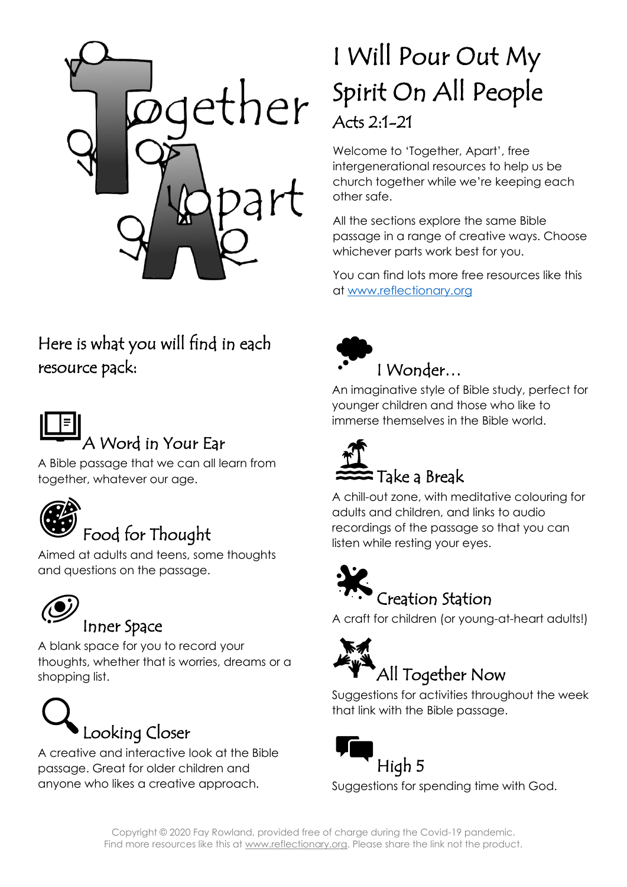# I Will Pour Out My Spirit On All People

## Acts 2:1-21

Welcome to 'Together, Apart', free intergenerational resources to help us be church together while we're keeping each other safe.

All the sections explore the same Bible passage in a range of creative ways. Choose whichever parts work best for you.

You can find lots more free resources like this at www.reflectionary.org

## Here is what you will find in each resource pack:

### A Word in Your Ear

A Bible passage that we can all learn from together, whatever our age.

### Food for Thought

Aimed at adults and teens, some thoughts and questions on the passage.

### Inner Space

A blank space for you to record your thoughts, whether that is worries, dreams or a shopping list.

### Looking Closer

A creative and interactive look at the Bible passage. Great for older children and anyone who likes a creative approach.

### I Wonder…

An imaginative style of Bible study, perfect for younger children and those who like to immerse themselves in the Bible world.

### Take a Break

A chill-out zone, with meditative colouring for adults and children, and links to audio recordings of the passage so that you can listen while resting your eyes.

### Creation Station

A craft for children (or young-at-heart adults!)

### All Together Now

Suggestions for activities throughout the week that link with the Bible passage.

### High 5

Suggestions for spending time with God.

Copyright © 2020 Fay Rowland, provided free of charge during the Covid-19 pandemic. Find more resources like this at www.reflectionary.org. Please share the link not the product.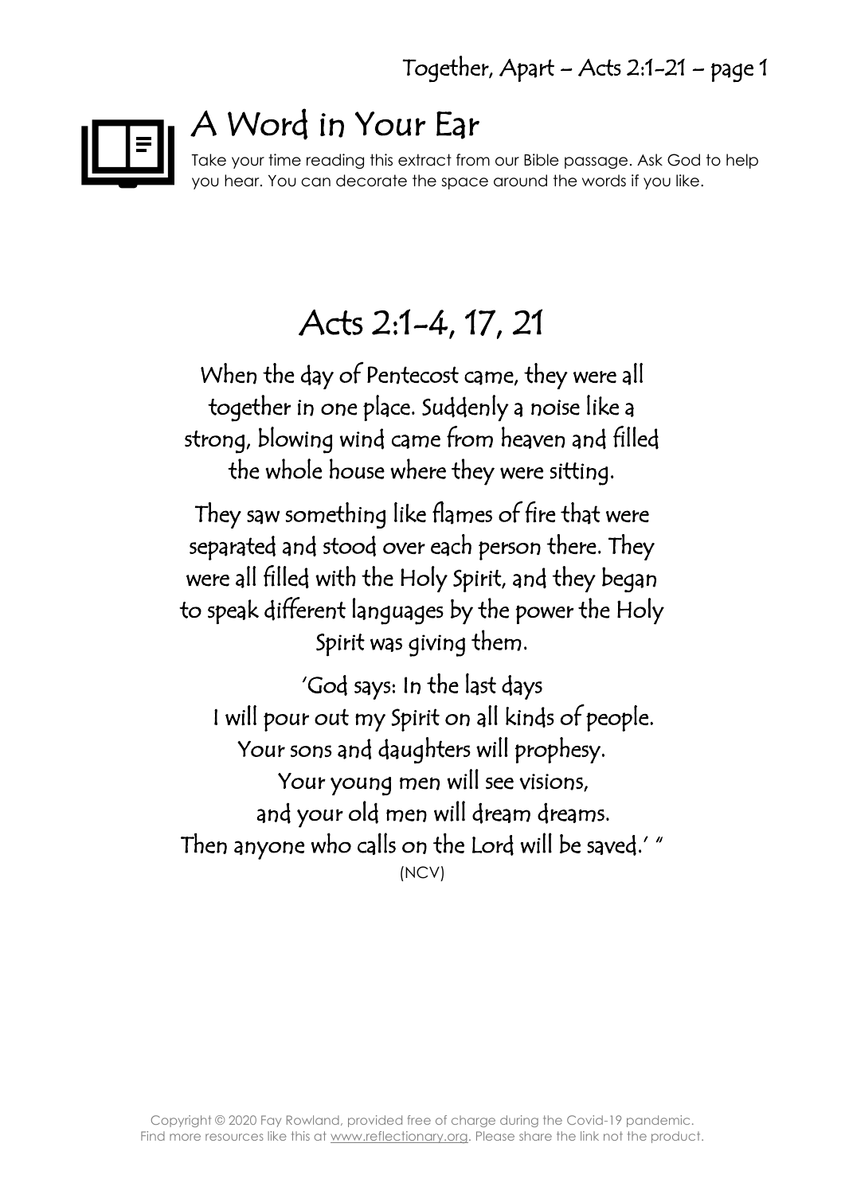# A Word in Your Ear

Take your time reading this extract from our Bible passage. Ask God to help you hear. You can decorate the space around the words if you like.

## Acts 2:1-4, 17, 21

When the day of Pentecost came, they were all together in one place. Suddenly a noise like a strong, blowing wind came from heaven and filled the whole house where they were sitting.

They saw something like flames of fire that were separated and stood over each person there. They were all filled with the Holy Spirit, and they began to speak different languages by the power the Holy Spirit was giving them.

'God says: In the last days
I will pour out my Spirit on all kinds of people.
Your sons and daughters will prophesy.
Your young men will see visions,
and your old men will dream dreams.
Then anyone who calls on the Lord will be saved.' "

(NCV)

Copyright © 2020 Fay Rowland, provided free of charge during the Covid-19 pandemic.
Find more resources like this at www.reflectionary.org. Please share the link not the product.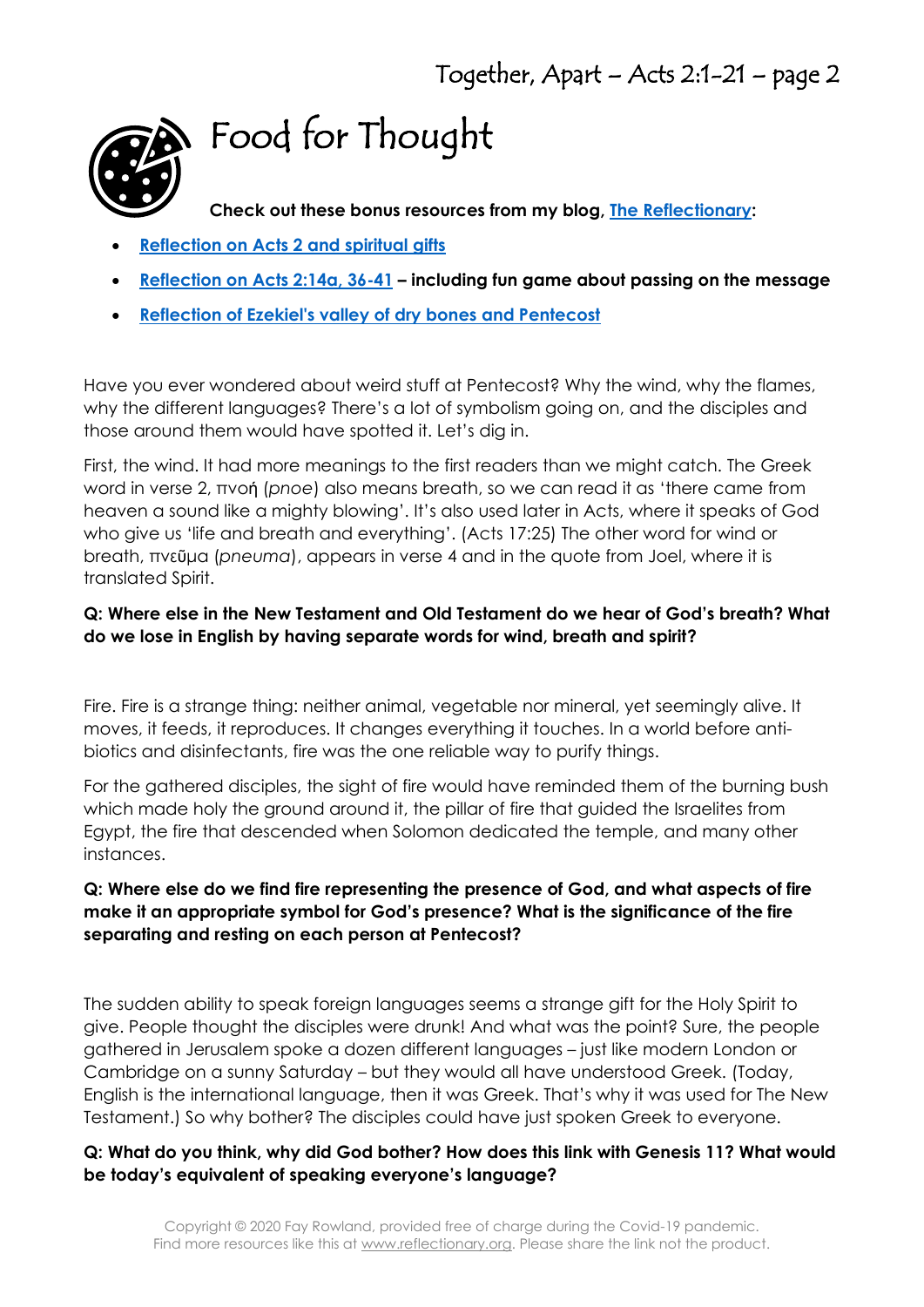# Food for Thought

**Check out these bonus resources from my blog, The Reflectionary:**

- **Reflection on Acts 2 and spiritual gifts**
- **Reflection on Acts 2:14a, 36-41 – including fun game about passing on the message**
- **Reflection of Ezekiel's valley of dry bones and Pentecost**

Have you ever wondered about weird stuff at Pentecost? Why the wind, why the flames, why the different languages? There's a lot of symbolism going on, and the disciples and those around them would have spotted it. Let's dig in.

First, the wind. It had more meanings to the first readers than we might catch. The Greek word in verse 2, πνοή (*pnoe*) also means breath, so we can read it as 'there came from heaven a sound like a mighty blowing'. It's also used later in Acts, where it speaks of God who give us 'life and breath and everything'. (Acts 17:25) The other word for wind or breath, πνεῦμα (*pneuma*), appears in verse 4 and in the quote from Joel, where it is translated Spirit.

**Q: Where else in the New Testament and Old Testament do we hear of God's breath? What do we lose in English by having separate words for wind, breath and spirit?**

Fire. Fire is a strange thing: neither animal, vegetable nor mineral, yet seemingly alive. It moves, it feeds, it reproduces. It changes everything it touches. In a world before anti-biotics and disinfectants, fire was the one reliable way to purify things.

For the gathered disciples, the sight of fire would have reminded them of the burning bush which made holy the ground around it, the pillar of fire that guided the Israelites from Egypt, the fire that descended when Solomon dedicated the temple, and many other instances.

**Q: Where else do we find fire representing the presence of God, and what aspects of fire make it an appropriate symbol for God's presence? What is the significance of the fire separating and resting on each person at Pentecost?**

The sudden ability to speak foreign languages seems a strange gift for the Holy Spirit to give. People thought the disciples were drunk! And what was the point? Sure, the people gathered in Jerusalem spoke a dozen different languages – just like modern London or Cambridge on a sunny Saturday – but they would all have understood Greek. (Today, English is the international language, then it was Greek. That's why it was used for The New Testament.) So why bother? The disciples could have just spoken Greek to everyone.

**Q: What do you think, why did God bother? How does this link with Genesis 11? What would be today's equivalent of speaking everyone's language?**

Copyright © 2020 Fay Rowland, provided free of charge during the Covid-19 pandemic.
Find more resources like this at www.reflectionary.org. Please share the link not the product.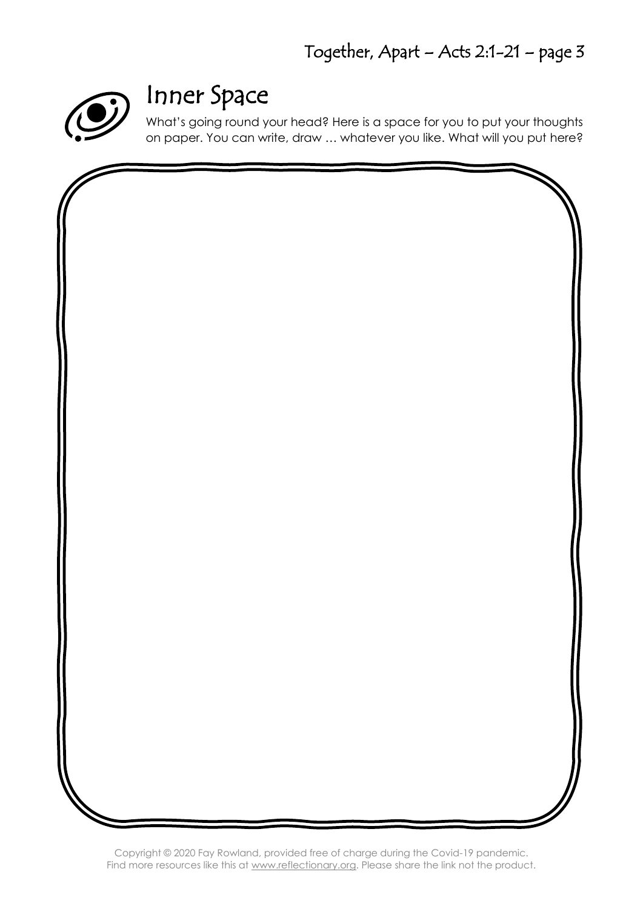# Inner Space

What's going round your head? Here is a space for you to put your thoughts on paper. You can write, draw … whatever you like. What will you put here?

Copyright © 2020 Fay Rowland, provided free of charge during the Covid-19 pandemic.
Find more resources like this at www.reflectionary.org. Please share the link not the product.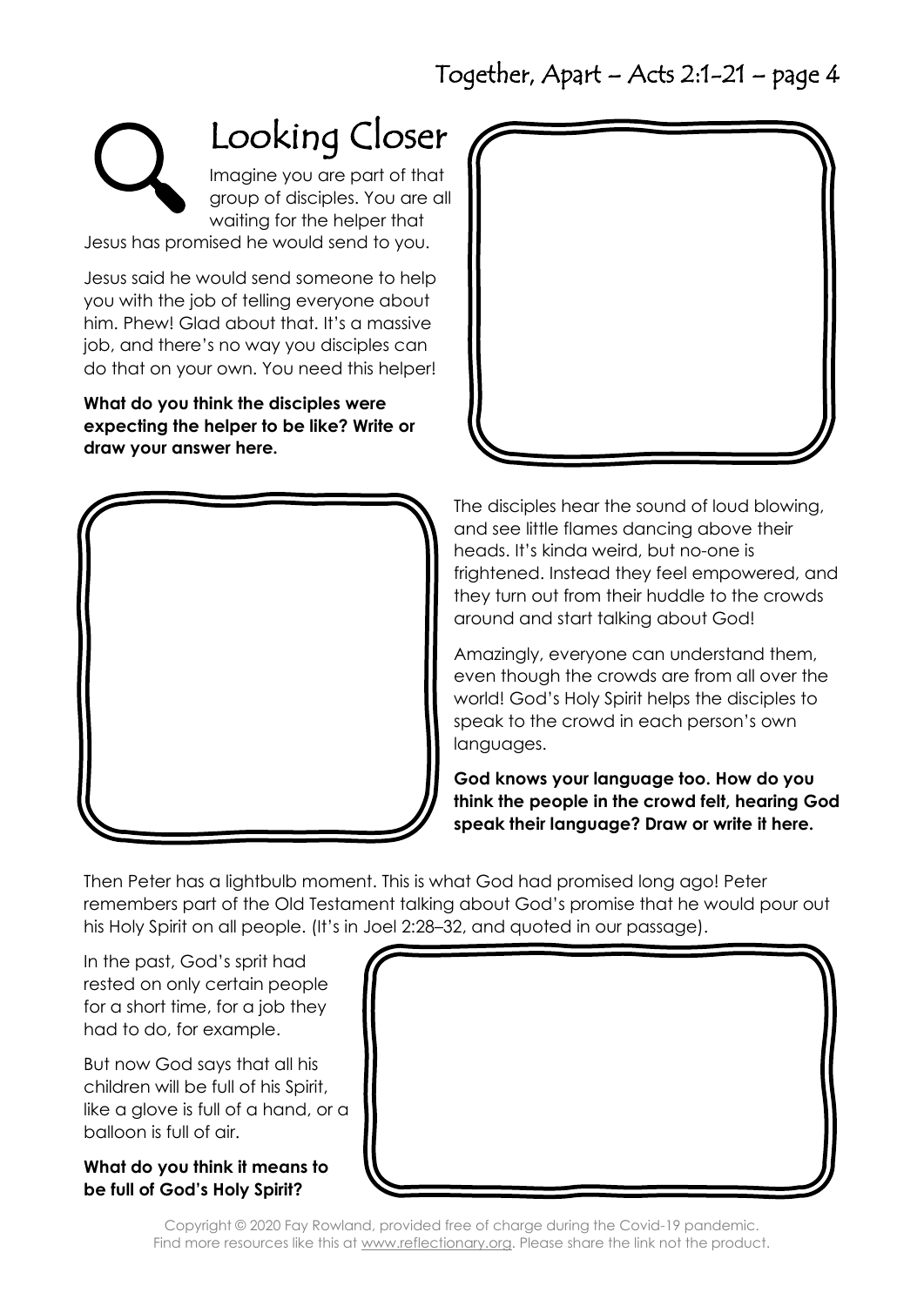## Looking Closer

Imagine you are part of that group of disciples. You are all waiting for the helper that Jesus has promised he would send to you.

Jesus said he would send someone to help you with the job of telling everyone about him. Phew! Glad about that. It's a massive job, and there's no way you disciples can do that on your own. You need this helper!

**What do you think the disciples were expecting the helper to be like? Write or draw your answer here.**

The disciples hear the sound of loud blowing, and see little flames dancing above their heads. It's kinda weird, but no-one is frightened. Instead they feel empowered, and they turn out from their huddle to the crowds around and start talking about God!

Amazingly, everyone can understand them, even though the crowds are from all over the world! God's Holy Spirit helps the disciples to speak to the crowd in each person's own languages.

**God knows your language too. How do you think the people in the crowd felt, hearing God speak their language? Draw or write it here.**

Then Peter has a lightbulb moment. This is what God had promised long ago! Peter remembers part of the Old Testament talking about God's promise that he would pour out his Holy Spirit on all people. (It's in Joel 2:28–32, and quoted in our passage).

In the past, God's sprit had rested on only certain people for a short time, for a job they had to do, for example.

But now God says that all his children will be full of his Spirit, like a glove is full of a hand, or a balloon is full of air.

**What do you think it means to be full of God's Holy Spirit?**

Copyright © 2020 Fay Rowland, provided free of charge during the Covid-19 pandemic.
Find more resources like this at www.reflectionary.org. Please share the link not the product.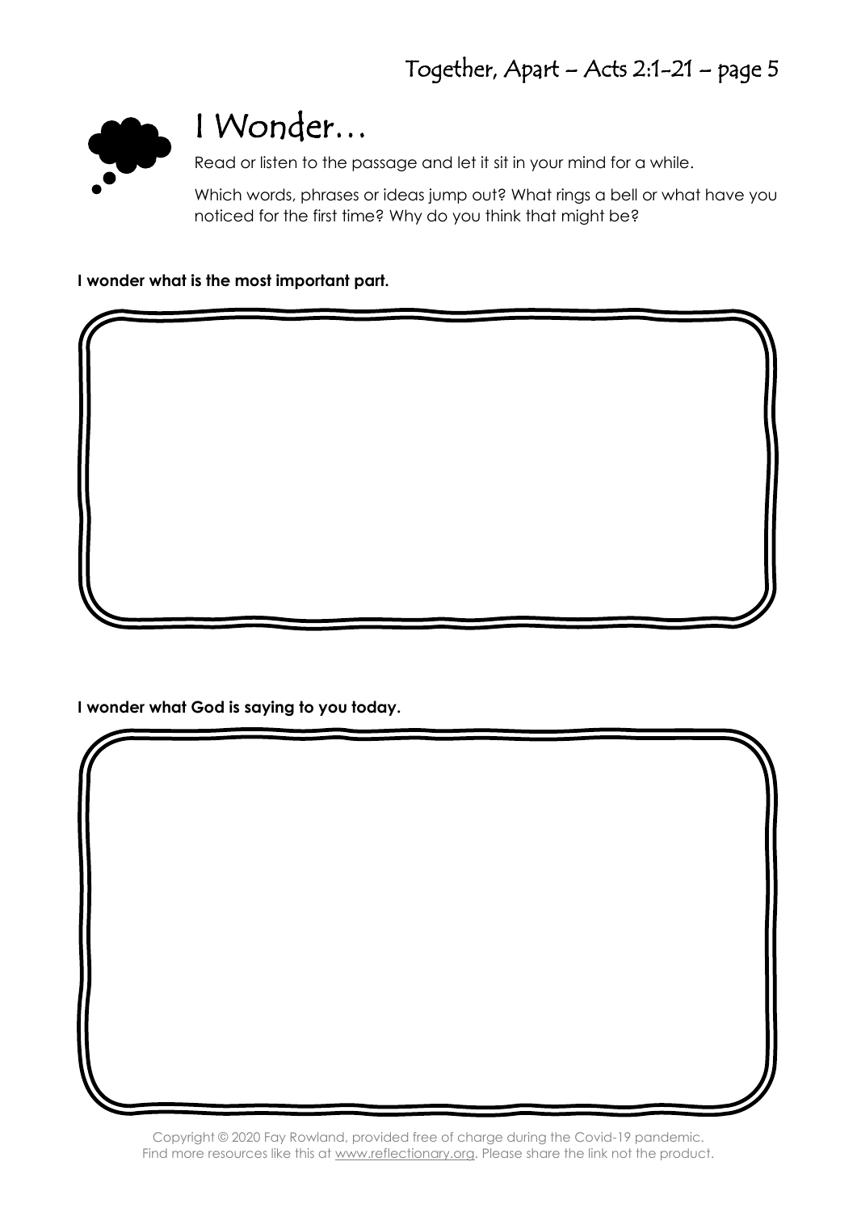# I Wonder…

Read or listen to the passage and let it sit in your mind for a while.

Which words, phrases or ideas jump out? What rings a bell or what have you noticed for the first time? Why do you think that might be?

**I wonder what is the most important part.**

**I wonder what God is saying to you today.**

Copyright © 2020 Fay Rowland, provided free of charge during the Covid-19 pandemic.
Find more resources like this at www.reflectionary.org. Please share the link not the product.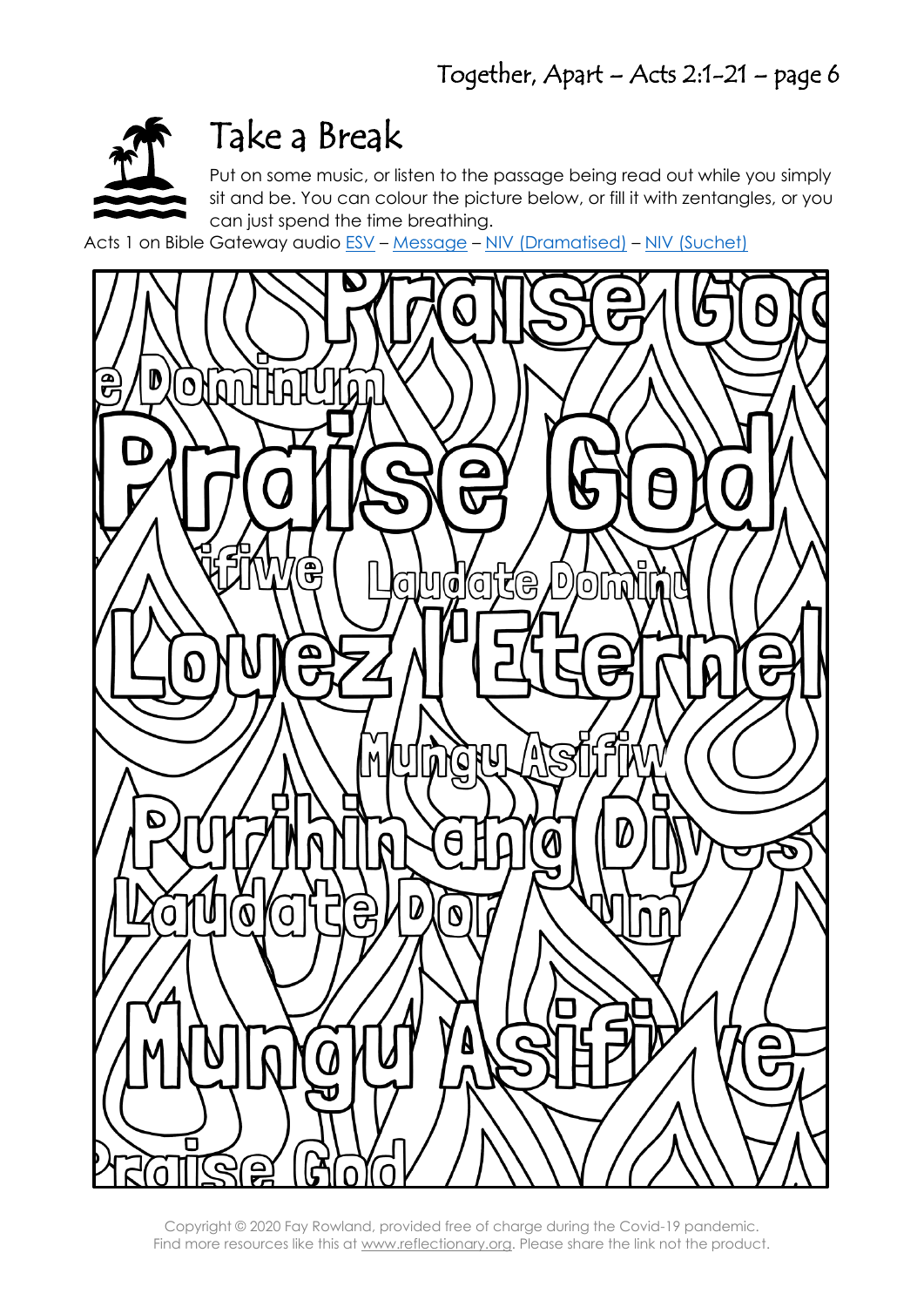## Take a Break

Put on some music, or listen to the passage being read out while you simply sit and be. You can colour the picture below, or fill it with zentangles, or you can just spend the time breathing.

Acts 1 on Bible Gateway audio ESV – Message – NIV (Dramatised) – NIV (Suchet)

Copyright © 2020 Fay Rowland, provided free of charge during the Covid-19 pandemic.
Find more resources like this at www.reflectionary.org. Please share the link not the product.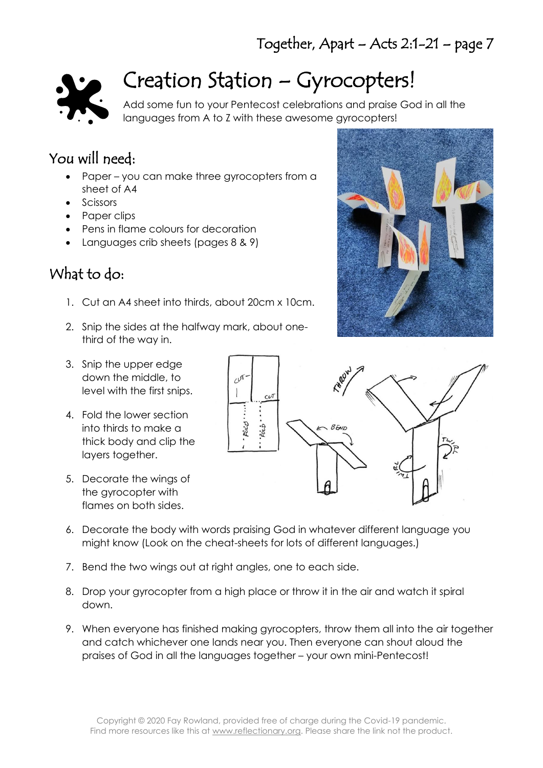# Creation Station – Gyrocopters!

Add some fun to your Pentecost celebrations and praise God in all the languages from A to Z with these awesome gyrocopters!

## You will need:

- Paper – you can make three gyrocopters from a sheet of A4
- Scissors
- Paper clips
- Pens in flame colours for decoration
- Languages crib sheets (pages 8 & 9)

## What to do:

1. Cut an A4 sheet into thirds, about 20cm x 10cm.
2. Snip the sides at the halfway mark, about one-third of the way in.
3. Snip the upper edge down the middle, to level with the first snips.
4. Fold the lower section into thirds to make a thick body and clip the layers together.
5. Decorate the wings of the gyrocopter with flames on both sides.
6. Decorate the body with words praising God in whatever different language you might know (Look on the cheat-sheets for lots of different languages.)
7. Bend the two wings out at right angles, one to each side.
8. Drop your gyrocopter from a high place or throw it in the air and watch it spiral down.
9. When everyone has finished making gyrocopters, throw them all into the air together and catch whichever one lands near you. Then everyone can shout aloud the praises of God in all the languages together – your own mini-Pentecost!

Copyright © 2020 Fay Rowland, provided free of charge during the Covid-19 pandemic. Find more resources like this at www.reflectionary.org. Please share the link not the product.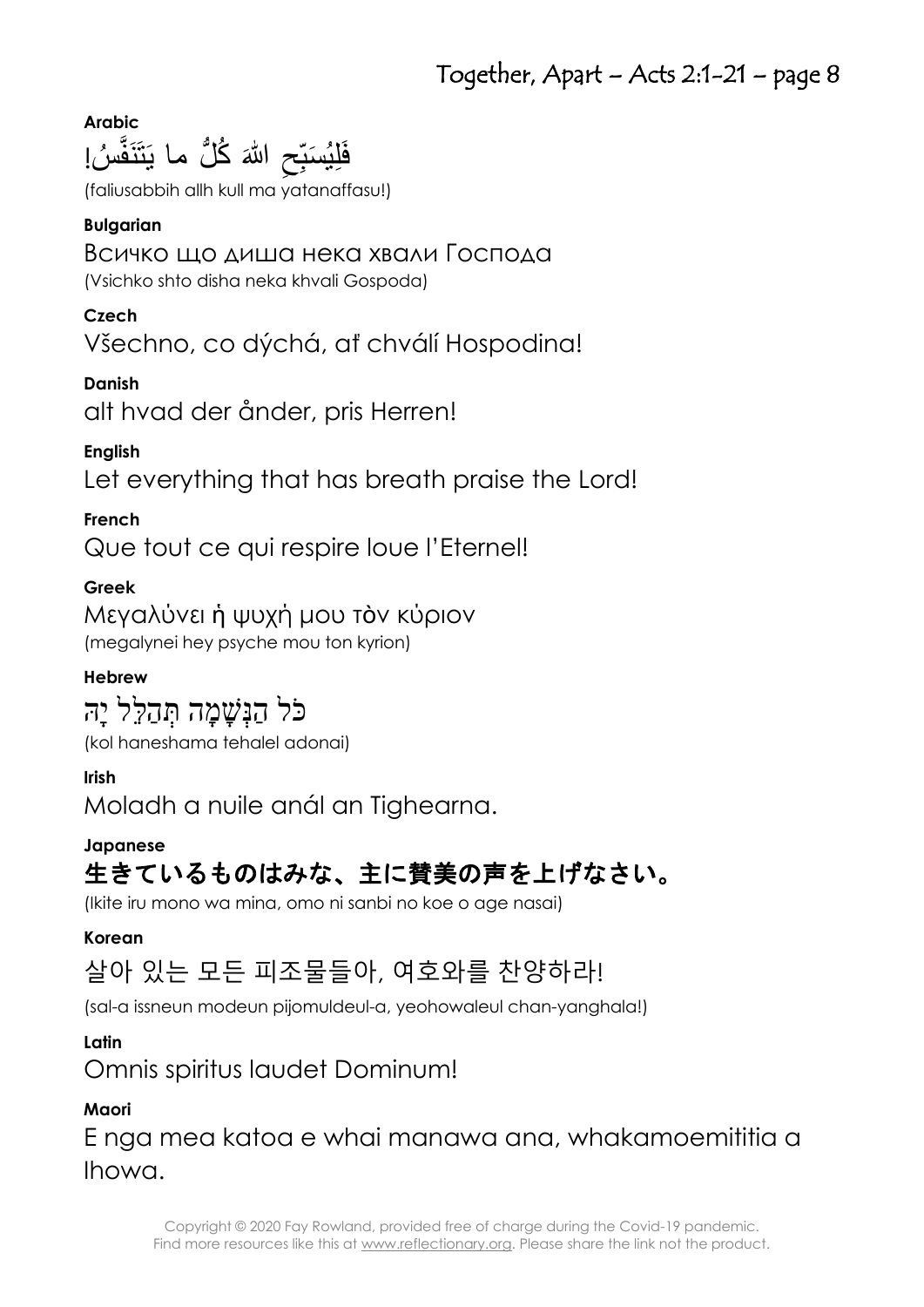**Arabic**

فَلِيُسَبِّحِ اللهَ كُلُّ ما يَتَنَفَّسُ!

(faliusabbih allh kull ma yatanaffasu!)

**Bulgarian**

Всичко що диша нека хвали Господа

(Vsichko shto disha neka khvali Gospoda)

**Czech**

Všechno, co dýchá, ať chválí Hospodina!

**Danish**

alt hvad der ånder, pris Herren!

**English**

Let everything that has breath praise the Lord!

**French**

Que tout ce qui respire loue l'Eternel!

**Greek**

Μεγαλύνει ἡ ψυχή μου τὸν κύριον

(megalynei hey psyche mou ton kyrion)

**Hebrew**

כֹּל הַנְּשָׁמָה תְּהַלֵּל יָהּ

(kol haneshama tehalel adonai)

**Irish**

Moladh a nuile anál an Tighearna.

**Japanese**

生きているものはみな、主に賛美の声を上げなさい。

(Ikite iru mono wa mina, omo ni sanbi no koe o age nasai)

**Korean**

살아 있는 모든 피조물들아, 여호와를 찬양하라!

(sal-a issneun modeun pijomuldeul-a, yeohowaleul chan-yanghala!)

**Latin**

Omnis spiritus laudet Dominum!

**Maori**

E nga mea katoa e whai manawa ana, whakamoemititia a Ihowa.

Copyright © 2020 Fay Rowland, provided free of charge during the Covid-19 pandemic.
Find more resources like this at www.reflectionary.org. Please share the link not the product.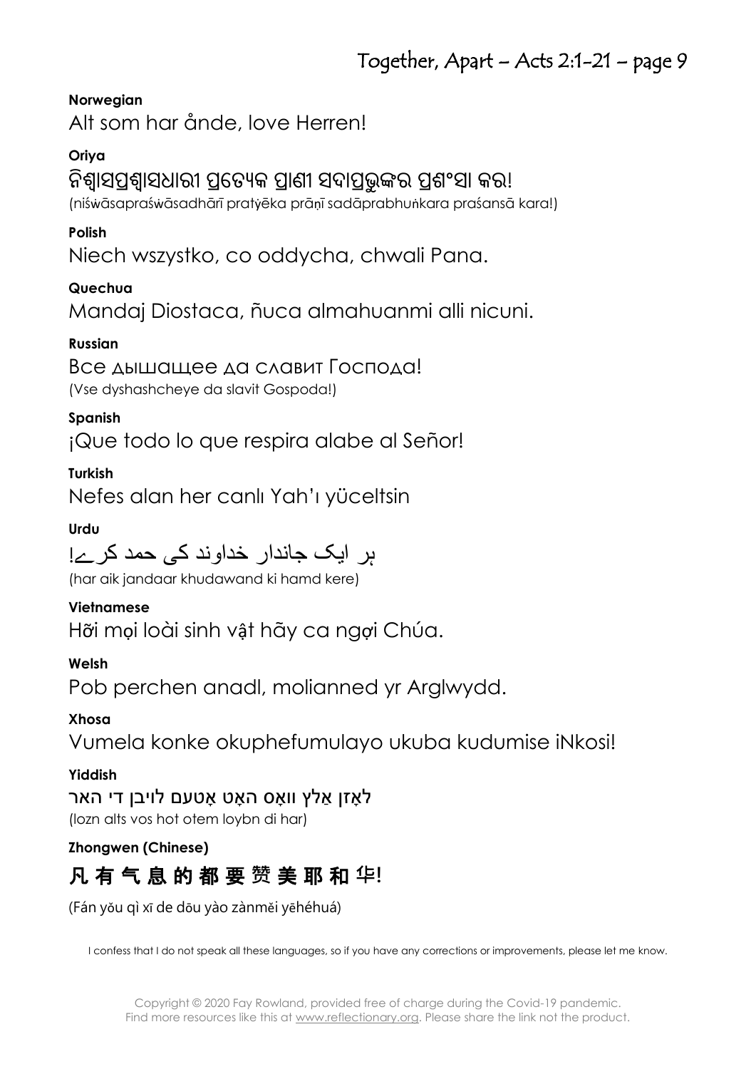**Norwegian**

Alt som har ånde, love Herren!

**Oriya**

ନିଶ୍ୱାସପ୍ରଶ୍ୱାସଧାରୀ ପ୍ରତ୍ୟେକ ପ୍ରାଣୀ ସଦାପ୍ରଭୁଙ୍କର ପ୍ରଶଂସା କର!

(niśẇāsapraśẇāsadhārī pratẏēka prāṇī sadāprabhuṅkara praśansā kara!)

**Polish**

Niech wszystko, co oddycha, chwali Pana.

**Quechua**

Mandaj Diostaca, ñuca almahuanmi alli nicuni.

**Russian**

Все дышащее да славит Господа!

(Vse dyshashcheye da slavit Gospoda!)

**Spanish**

¡Que todo lo que respira alabe al Señor!

**Turkish**

Nefes alan her canlı Yah'ı yüceltsin

**Urdu**

ہر ایک جاندار خداوند کی حمد کرے!

(har aik jandaar khudawand ki hamd kere)

**Vietnamese**

Hỡi mọi loài sinh vật hãy ca ngợi Chúa.

**Welsh**

Pob perchen anadl, molianned yr Arglwydd.

**Xhosa**

Vumela konke okuphefumulayo ukuba kudumise iNkosi!

**Yiddish**

לאָזן אַלץ וואָס האָט אָטעם לויבן די האר

(lozn alts vos hot otem loybn di har)

**Zhongwen (Chinese)**

**凡 有 气 息 的 都 要 赞 美 耶 和 华!**

(Fán yǒu qì xī de dōu yào zànměi yēhéhuá)

I confess that I do not speak all these languages, so if you have any corrections or improvements, please let me know.

Copyright © 2020 Fay Rowland, provided free of charge during the Covid-19 pandemic.
Find more resources like this at www.reflectionary.org. Please share the link not the product.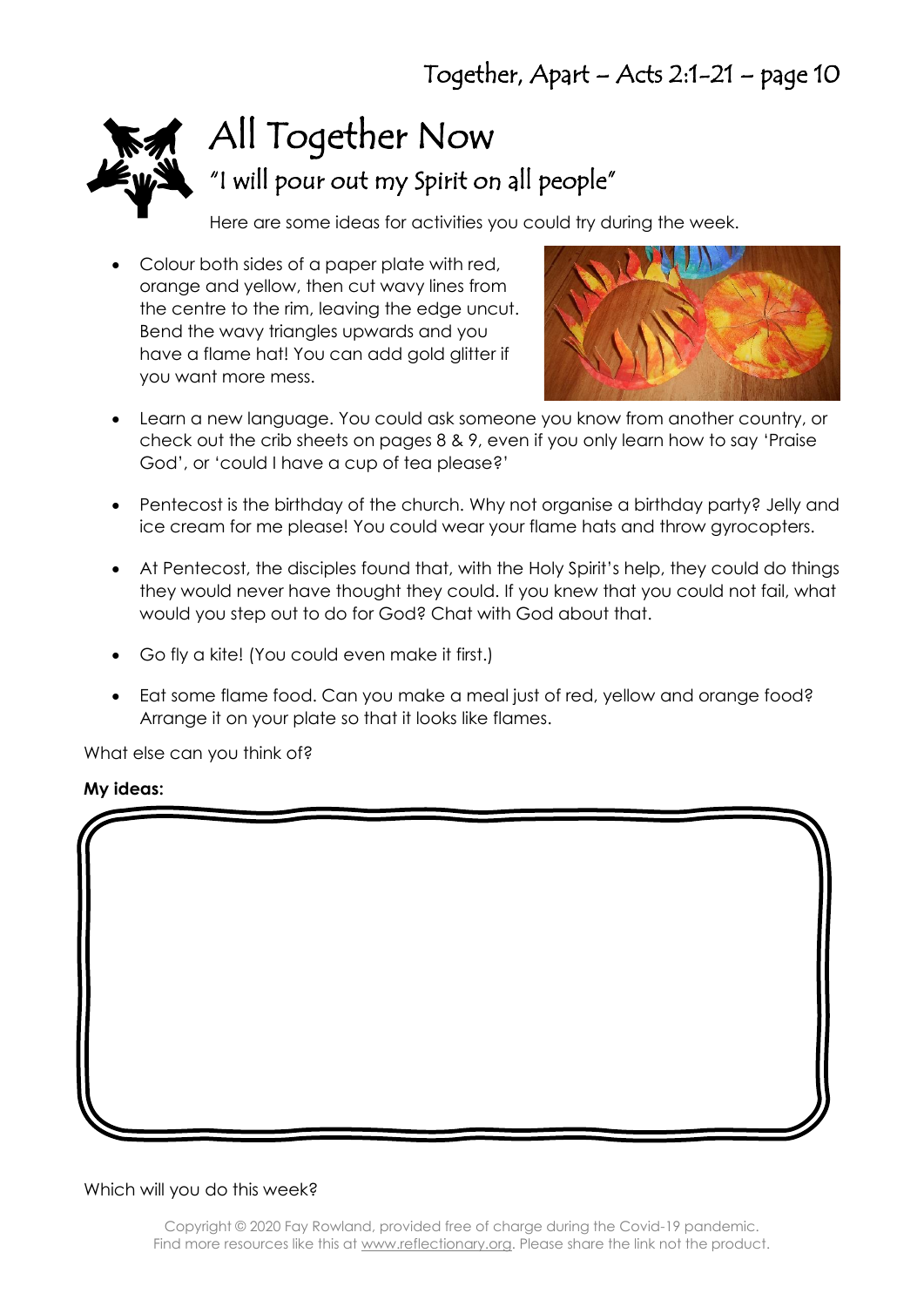# All Together Now

## "I will pour out my Spirit on all people"

Here are some ideas for activities you could try during the week.

- Colour both sides of a paper plate with red, orange and yellow, then cut wavy lines from the centre to the rim, leaving the edge uncut. Bend the wavy triangles upwards and you have a flame hat! You can add gold glitter if you want more mess.
- Learn a new language. You could ask someone you know from another country, or check out the crib sheets on pages 8 & 9, even if you only learn how to say 'Praise God', or 'could I have a cup of tea please?'
- Pentecost is the birthday of the church. Why not organise a birthday party? Jelly and ice cream for me please! You could wear your flame hats and throw gyrocopters.
- At Pentecost, the disciples found that, with the Holy Spirit's help, they could do things they would never have thought they could. If you knew that you could not fail, what would you step out to do for God? Chat with God about that.
- Go fly a kite! (You could even make it first.)
- Eat some flame food. Can you make a meal just of red, yellow and orange food? Arrange it on your plate so that it looks like flames.

What else can you think of?

**My ideas:**

Which will you do this week?

Copyright © 2020 Fay Rowland, provided free of charge during the Covid-19 pandemic.
Find more resources like this at www.reflectionary.org. Please share the link not the product.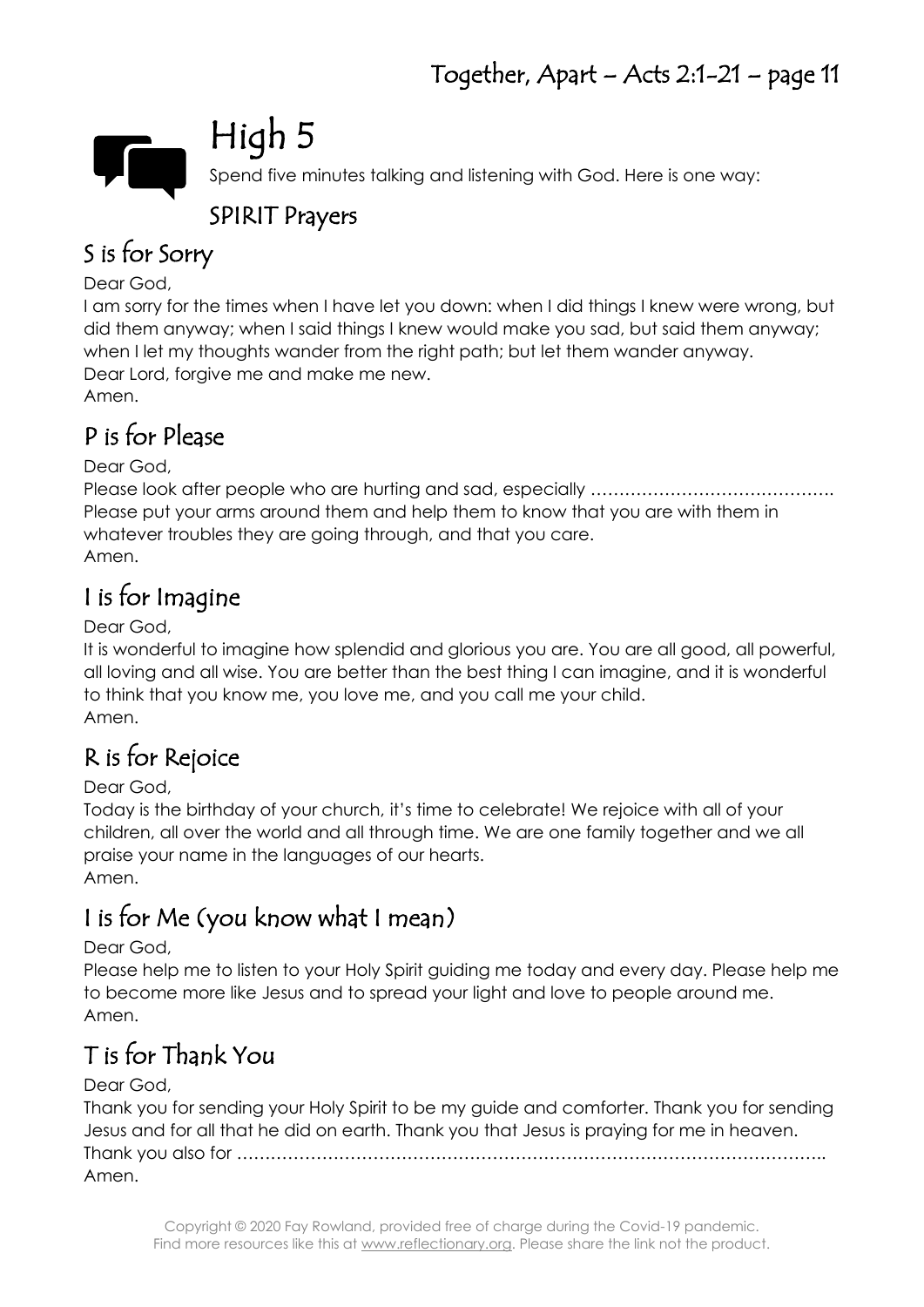# High 5

Spend five minutes talking and listening with God. Here is one way:

## SPIRIT Prayers

### S is for Sorry

Dear God,

I am sorry for the times when I have let you down: when I did things I knew were wrong, but did them anyway; when I said things I knew would make you sad, but said them anyway; when I let my thoughts wander from the right path; but let them wander anyway.

Dear Lord, forgive me and make me new.

Amen.

### P is for Please

Dear God,

Please look after people who are hurting and sad, especially …………………………………….

Please put your arms around them and help them to know that you are with them in whatever troubles they are going through, and that you care.

Amen.

### I is for Imagine

Dear God,

It is wonderful to imagine how splendid and glorious you are. You are all good, all powerful, all loving and all wise. You are better than the best thing I can imagine, and it is wonderful to think that you know me, you love me, and you call me your child.

Amen.

### R is for Rejoice

Dear God,

Today is the birthday of your church, it's time to celebrate! We rejoice with all of your children, all over the world and all through time. We are one family together and we all praise your name in the languages of our hearts.

Amen.

### I is for Me (you know what I mean)

Dear God,

Please help me to listen to your Holy Spirit guiding me today and every day. Please help me to become more like Jesus and to spread your light and love to people around me.

Amen.

### T is for Thank You

Dear God,

Thank you for sending your Holy Spirit to be my guide and comforter. Thank you for sending Jesus and for all that he did on earth. Thank you that Jesus is praying for me in heaven.

Thank you also for ………………………………………………………………………………………..

Amen.

Copyright © 2020 Fay Rowland, provided free of charge during the Covid-19 pandemic.
Find more resources like this at www.reflectionary.org. Please share the link not the product.